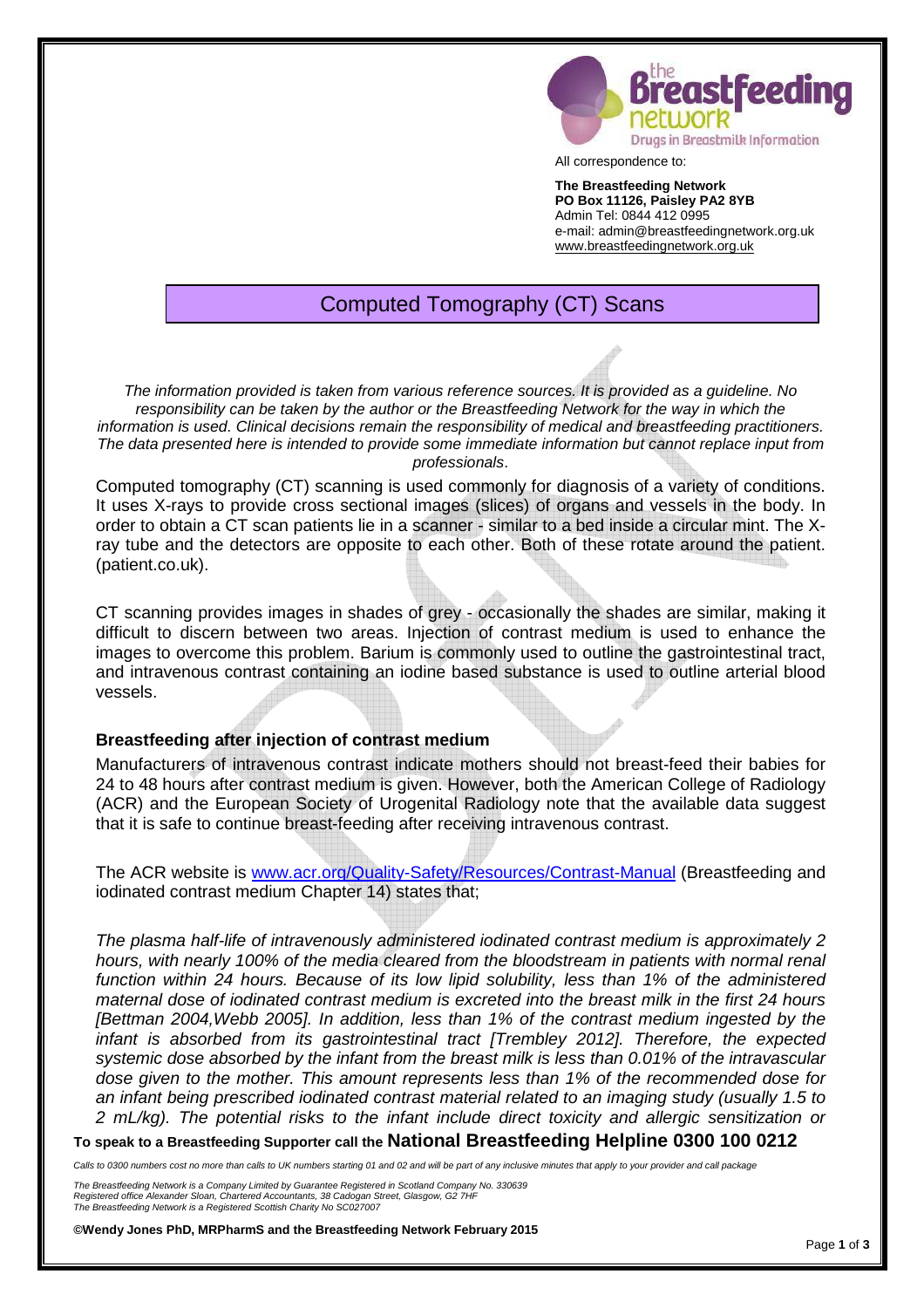All correspondence to:

**The Breastfeeding Network**
**PO Box 11126, Paisley PA2 8YB**
Admin Tel: 0844 412 0995
e-mail: admin@breastfeedingnetwork.org.uk
www.breastfeedingnetwork.org.uk

# Computed Tomography (CT) Scans

*The information provided is taken from various reference sources. It is provided as a guideline. No responsibility can be taken by the author or the Breastfeeding Network for the way in which the information is used. Clinical decisions remain the responsibility of medical and breastfeeding practitioners. The data presented here is intended to provide some immediate information but cannot replace input from professionals*.

Computed tomography (CT) scanning is used commonly for diagnosis of a variety of conditions. It uses X-rays to provide cross sectional images (slices) of organs and vessels in the body. In order to obtain a CT scan patients lie in a scanner - similar to a bed inside a circular mint. The X-ray tube and the detectors are opposite to each other. Both of these rotate around the patient. (patient.co.uk).

CT scanning provides images in shades of grey - occasionally the shades are similar, making it difficult to discern between two areas. Injection of contrast medium is used to enhance the images to overcome this problem. Barium is commonly used to outline the gastrointestinal tract, and intravenous contrast containing an iodine based substance is used to outline arterial blood vessels.

### Breastfeeding after injection of contrast medium

Manufacturers of intravenous contrast indicate mothers should not breast-feed their babies for 24 to 48 hours after contrast medium is given. However, both the American College of Radiology (ACR) and the European Society of Urogenital Radiology note that the available data suggest that it is safe to continue breast-feeding after receiving intravenous contrast.

The ACR website is www.acr.org/Quality-Safety/Resources/Contrast-Manual (Breastfeeding and iodinated contrast medium Chapter 14) states that;

*The plasma half-life of intravenously administered iodinated contrast medium is approximately 2 hours, with nearly 100% of the media cleared from the bloodstream in patients with normal renal function within 24 hours. Because of its low lipid solubility, less than 1% of the administered maternal dose of iodinated contrast medium is excreted into the breast milk in the first 24 hours [Bettman 2004,Webb 2005]. In addition, less than 1% of the contrast medium ingested by the infant is absorbed from its gastrointestinal tract [Trembley 2012]. Therefore, the expected systemic dose absorbed by the infant from the breast milk is less than 0.01% of the intravascular dose given to the mother. This amount represents less than 1% of the recommended dose for an infant being prescribed iodinated contrast material related to an imaging study (usually 1.5 to 2 mL/kg). The potential risks to the infant include direct toxicity and allergic sensitization or*

**To speak to a Breastfeeding Supporter call the National Breastfeeding Helpline 0300 100 0212**

*Calls to 0300 numbers cost no more than calls to UK numbers starting 01 and 02 and will be part of any inclusive minutes that apply to your provider and call package*

*The Breastfeeding Network is a Company Limited by Guarantee Registered in Scotland Company No. 330639*
*Registered office Alexander Sloan, Chartered Accountants, 38 Cadogan Street, Glasgow, G2 7HF*
*The Breastfeeding Network is a Registered Scottish Charity No SC027007*

**©Wendy Jones PhD, MRPharmS and the Breastfeeding Network February 2015**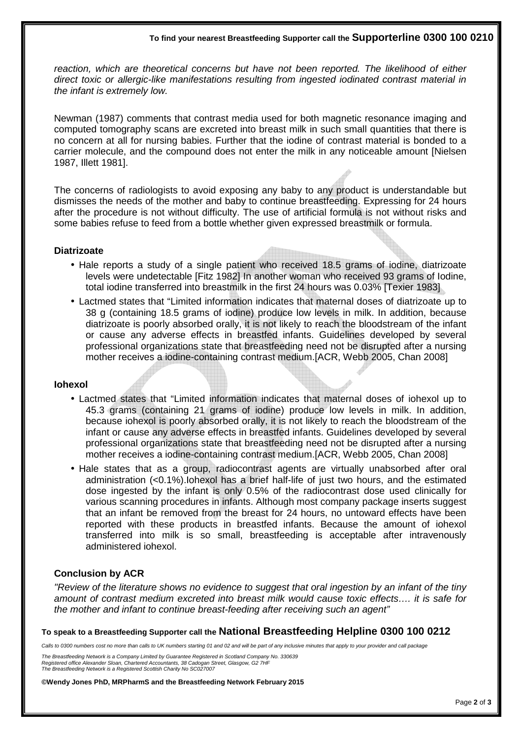*reaction, which are theoretical concerns but have not been reported. The likelihood of either direct toxic or allergic-like manifestations resulting from ingested iodinated contrast material in the infant is extremely low.*

Newman (1987) comments that contrast media used for both magnetic resonance imaging and computed tomography scans are excreted into breast milk in such small quantities that there is no concern at all for nursing babies. Further that the iodine of contrast material is bonded to a carrier molecule, and the compound does not enter the milk in any noticeable amount [Nielsen 1987, Illett 1981].

The concerns of radiologists to avoid exposing any baby to any product is understandable but dismisses the needs of the mother and baby to continue breastfeeding. Expressing for 24 hours after the procedure is not without difficulty. The use of artificial formula is not without risks and some babies refuse to feed from a bottle whether given expressed breastmilk or formula.

**Diatrizoate**

- Hale reports a study of a single patient who received 18.5 grams of iodine, diatrizoate levels were undetectable [Fitz 1982] In another woman who received 93 grams of Iodine, total iodine transferred into breastmilk in the first 24 hours was 0.03% [Texier 1983]
- Lactmed states that "Limited information indicates that maternal doses of diatrizoate up to 38 g (containing 18.5 grams of iodine) produce low levels in milk. In addition, because diatrizoate is poorly absorbed orally, it is not likely to reach the bloodstream of the infant or cause any adverse effects in breastfed infants. Guidelines developed by several professional organizations state that breastfeeding need not be disrupted after a nursing mother receives a iodine-containing contrast medium.[ACR, Webb 2005, Chan 2008]

**Iohexol**

- Lactmed states that "Limited information indicates that maternal doses of iohexol up to 45.3 grams (containing 21 grams of iodine) produce low levels in milk. In addition, because iohexol is poorly absorbed orally, it is not likely to reach the bloodstream of the infant or cause any adverse effects in breastfed infants. Guidelines developed by several professional organizations state that breastfeeding need not be disrupted after a nursing mother receives a iodine-containing contrast medium.[ACR, Webb 2005, Chan 2008]
- Hale states that as a group, radiocontrast agents are virtually unabsorbed after oral administration (<0.1%).Iohexol has a brief half-life of just two hours, and the estimated dose ingested by the infant is only 0.5% of the radiocontrast dose used clinically for various scanning procedures in infants. Although most company package inserts suggest that an infant be removed from the breast for 24 hours, no untoward effects have been reported with these products in breastfed infants. Because the amount of iohexol transferred into milk is so small, breastfeeding is acceptable after intravenously administered iohexol.

**Conclusion by ACR**

*"Review of the literature shows no evidence to suggest that oral ingestion by an infant of the tiny amount of contrast medium excreted into breast milk would cause toxic effects…. it is safe for the mother and infant to continue breast-feeding after receiving such an agent"*

**To speak to a Breastfeeding Supporter call the National Breastfeeding Helpline 0300 100 0212**

*Calls to 0300 numbers cost no more than calls to UK numbers starting 01 and 02 and will be part of any inclusive minutes that apply to your provider and call package*

*The Breastfeeding Network is a Company Limited by Guarantee Registered in Scotland Company No. 330639*
*Registered office Alexander Sloan, Chartered Accountants, 38 Cadogan Street, Glasgow, G2 7HF*
*The Breastfeeding Network is a Registered Scottish Charity No SC027007*

**©Wendy Jones PhD, MRPharmS and the Breastfeeding Network February 2015**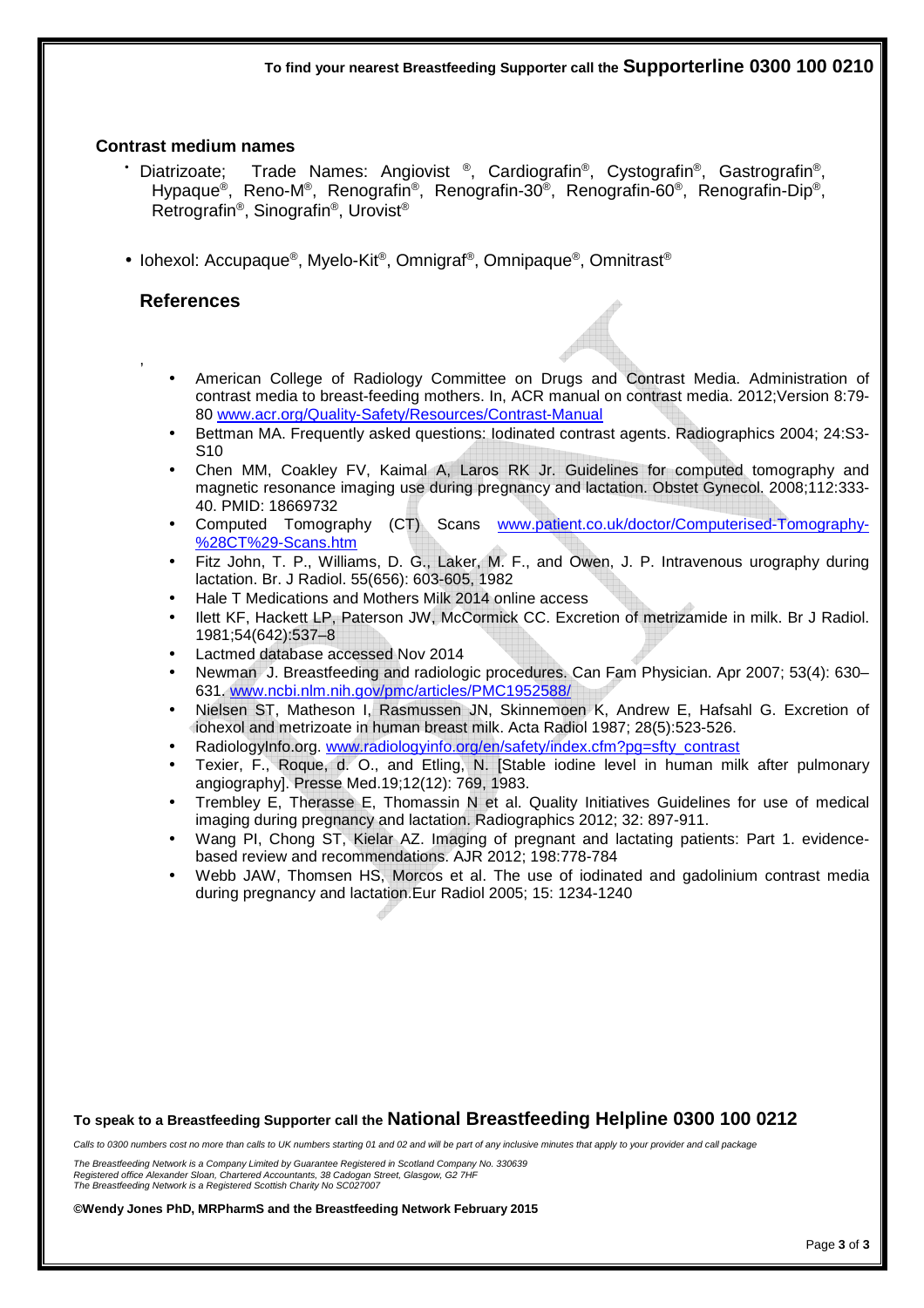## Contrast medium names

- Diatrizoate; Trade Names: Angiovist ®, Cardiografin®, Cystografin®, Gastrografin®, Hypaque®, Reno-M®, Renografin®, Renografin-30®, Renografin-60®, Renografin-Dip®, Retrografin®, Sinografin®, Urovist®

- Iohexol: Accupaque®, Myelo-Kit®, Omnigraf®, Omnipaque®, Omnitrast®

## References

- American College of Radiology Committee on Drugs and Contrast Media. Administration of contrast media to breast-feeding mothers. In, ACR manual on contrast media. 2012;Version 8:79-80 www.acr.org/Quality-Safety/Resources/Contrast-Manual
- Bettman MA. Frequently asked questions: Iodinated contrast agents. Radiographics 2004; 24:S3-S10
- Chen MM, Coakley FV, Kaimal A, Laros RK Jr. Guidelines for computed tomography and magnetic resonance imaging use during pregnancy and lactation. Obstet Gynecol. 2008;112:333-40. PMID: 18669732
- Computed Tomography (CT) Scans www.patient.co.uk/doctor/Computerised-Tomography-%28CT%29-Scans.htm
- Fitz John, T. P., Williams, D. G., Laker, M. F., and Owen, J. P. Intravenous urography during lactation. Br. J Radiol. 55(656): 603-605, 1982
- Hale T Medications and Mothers Milk 2014 online access
- Ilett KF, Hackett LP, Paterson JW, McCormick CC. Excretion of metrizamide in milk. Br J Radiol. 1981;54(642):537–8
- Lactmed database accessed Nov 2014
- Newman J. Breastfeeding and radiologic procedures. Can Fam Physician. Apr 2007; 53(4): 630–631. www.ncbi.nlm.nih.gov/pmc/articles/PMC1952588/
- Nielsen ST, Matheson I, Rasmussen JN, Skinnemoen K, Andrew E, Hafsahl G. Excretion of iohexol and metrizoate in human breast milk. Acta Radiol 1987; 28(5):523-526.
- RadiologyInfo.org. www.radiologyinfo.org/en/safety/index.cfm?pg=sfty_contrast
- Texier, F., Roque, d. O., and Etling, N. [Stable iodine level in human milk after pulmonary angiography]. Presse Med.19;12(12): 769, 1983.
- Trembley E, Therasse E, Thomassin N et al. Quality Initiatives Guidelines for use of medical imaging during pregnancy and lactation. Radiographics 2012; 32: 897-911.
- Wang PI, Chong ST, Kielar AZ. Imaging of pregnant and lactating patients: Part 1. evidence-based review and recommendations. AJR 2012; 198:778-784
- Webb JAW, Thomsen HS, Morcos et al. The use of iodinated and gadolinium contrast media during pregnancy and lactation.Eur Radiol 2005; 15: 1234-1240

**To speak to a Breastfeeding Supporter call the National Breastfeeding Helpline 0300 100 0212**

*Calls to 0300 numbers cost no more than calls to UK numbers starting 01 and 02 and will be part of any inclusive minutes that apply to your provider and call package*

*The Breastfeeding Network is a Company Limited by Guarantee Registered in Scotland Company No. 330639*
*Registered office Alexander Sloan, Chartered Accountants, 38 Cadogan Street, Glasgow, G2 7HF*
*The Breastfeeding Network is a Registered Scottish Charity No SC027007*

**©Wendy Jones PhD, MRPharmS and the Breastfeeding Network February 2015**